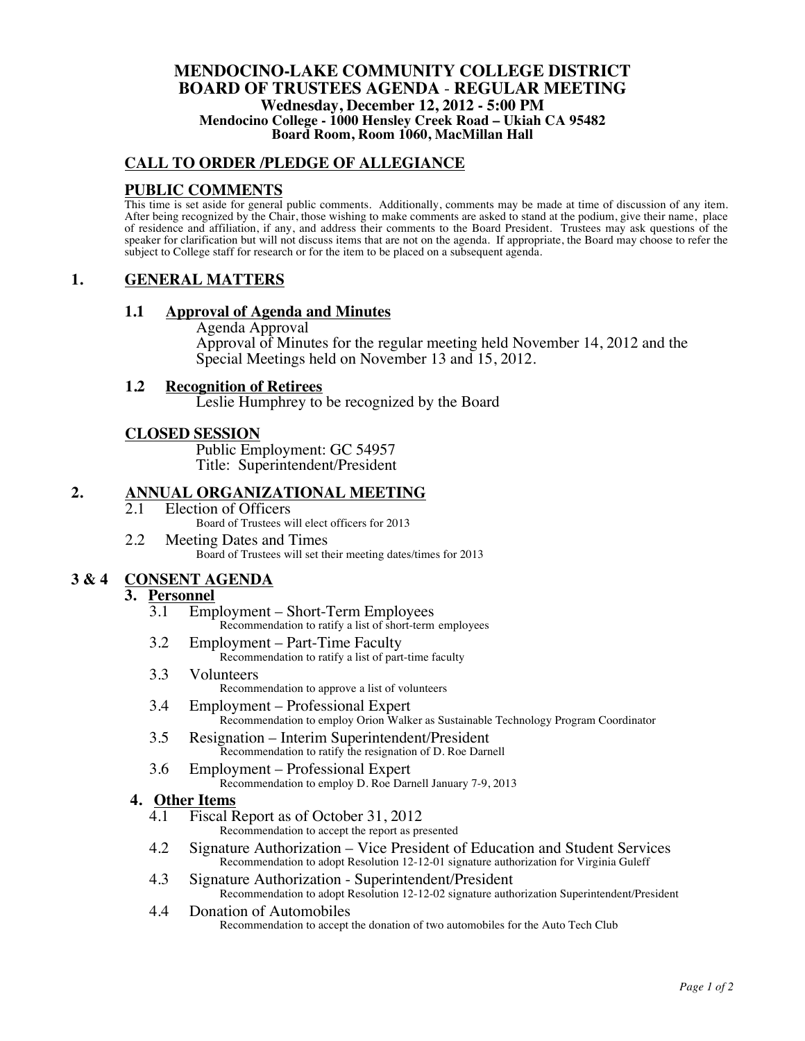# MENDOCINO-LAKE COMMUNITY COLLEGE DISTRICT
# BOARD OF TRUSTEES AGENDA - REGULAR MEETING

**Wednesday, December 12, 2012 - 5:00 PM**
**Mendocino College - 1000 Hensley Creek Road – Ukiah CA 95482**
**Board Room, Room 1060, MacMillan Hall**

## CALL TO ORDER /PLEDGE OF ALLEGIANCE

## PUBLIC COMMENTS

This time is set aside for general public comments. Additionally, comments may be made at time of discussion of any item. After being recognized by the Chair, those wishing to make comments are asked to stand at the podium, give their name, place of residence and affiliation, if any, and address their comments to the Board President. Trustees may ask questions of the speaker for clarification but will not discuss items that are not on the agenda. If appropriate, the Board may choose to refer the subject to College staff for research or for the item to be placed on a subsequent agenda.

## 1. GENERAL MATTERS

### 1.1 Approval of Agenda and Minutes

Agenda Approval
Approval of Minutes for the regular meeting held November 14, 2012 and the Special Meetings held on November 13 and 15, 2012.

### 1.2 Recognition of Retirees

Leslie Humphrey to be recognized by the Board

## CLOSED SESSION

Public Employment: GC 54957
Title: Superintendent/President

## 2. ANNUAL ORGANIZATIONAL MEETING

2.1 Election of Officers
Board of Trustees will elect officers for 2013

2.2 Meeting Dates and Times
Board of Trustees will set their meeting dates/times for 2013

## 3 & 4 CONSENT AGENDA

### 3. Personnel

3.1 Employment – Short-Term Employees
Recommendation to ratify a list of short-term employees

3.2 Employment – Part-Time Faculty
Recommendation to ratify a list of part-time faculty

3.3 Volunteers
Recommendation to approve a list of volunteers

3.4 Employment – Professional Expert
Recommendation to employ Orion Walker as Sustainable Technology Program Coordinator

3.5 Resignation – Interim Superintendent/President
Recommendation to ratify the resignation of D. Roe Darnell

3.6 Employment – Professional Expert
Recommendation to employ D. Roe Darnell January 7-9, 2013

### 4. Other Items

4.1 Fiscal Report as of October 31, 2012
Recommendation to accept the report as presented

4.2 Signature Authorization – Vice President of Education and Student Services
Recommendation to adopt Resolution 12-12-01 signature authorization for Virginia Guleff

4.3 Signature Authorization - Superintendent/President
Recommendation to adopt Resolution 12-12-02 signature authorization Superintendent/President

4.4 Donation of Automobiles
Recommendation to accept the donation of two automobiles for the Auto Tech Club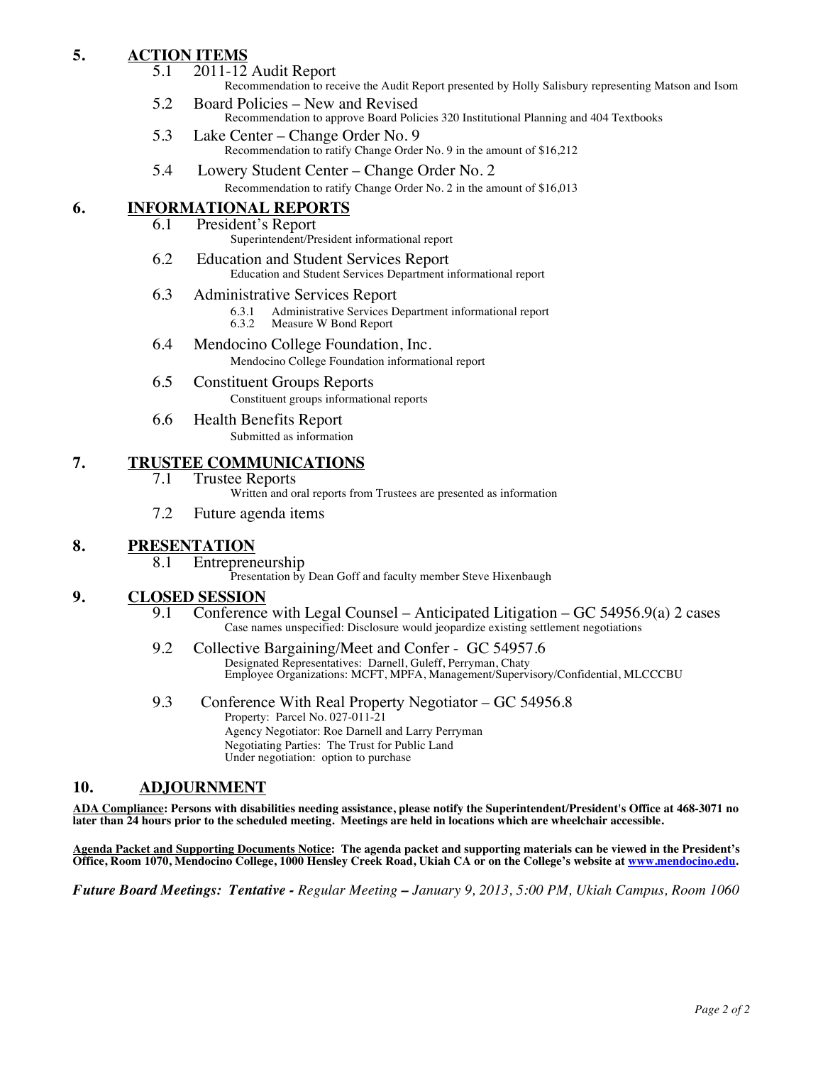## 5. ACTION ITEMS

5.1 2011-12 Audit Report

Recommendation to receive the Audit Report presented by Holly Salisbury representing Matson and Isom

5.2 Board Policies – New and Revised

Recommendation to approve Board Policies 320 Institutional Planning and 404 Textbooks

5.3 Lake Center – Change Order No. 9

Recommendation to ratify Change Order No. 9 in the amount of $16,212

5.4 Lowery Student Center – Change Order No. 2

Recommendation to ratify Change Order No. 2 in the amount of $16,013

## 6. INFORMATIONAL REPORTS

6.1 President's Report

Superintendent/President informational report

6.2 Education and Student Services Report

Education and Student Services Department informational report

6.3 Administrative Services Report

6.3.1 Administrative Services Department informational report
6.3.2 Measure W Bond Report

6.4 Mendocino College Foundation, Inc.

Mendocino College Foundation informational report

6.5 Constituent Groups Reports

Constituent groups informational reports

6.6 Health Benefits Report

Submitted as information

## 7. TRUSTEE COMMUNICATIONS

7.1 Trustee Reports

Written and oral reports from Trustees are presented as information

7.2 Future agenda items

## 8. PRESENTATION

8.1 Entrepreneurship

Presentation by Dean Goff and faculty member Steve Hixenbaugh

## 9. CLOSED SESSION

9.1 Conference with Legal Counsel – Anticipated Litigation – GC 54956.9(a) 2 cases

Case names unspecified: Disclosure would jeopardize existing settlement negotiations

9.2 Collective Bargaining/Meet and Confer - GC 54957.6

Designated Representatives: Darnell, Guleff, Perryman, Chaty
Employee Organizations: MCFT, MPFA, Management/Supervisory/Confidential, MLCCCBU

9.3 Conference With Real Property Negotiator – GC 54956.8

Property: Parcel No. 027-011-21
Agency Negotiator: Roe Darnell and Larry Perryman
Negotiating Parties: The Trust for Public Land
Under negotiation: option to purchase

## 10. ADJOURNMENT

**ADA Compliance: Persons with disabilities needing assistance, please notify the Superintendent/President's Office at 468-3071 no later than 24 hours prior to the scheduled meeting. Meetings are held in locations which are wheelchair accessible.**

**Agenda Packet and Supporting Documents Notice: The agenda packet and supporting materials can be viewed in the President's Office, Room 1070, Mendocino College, 1000 Hensley Creek Road, Ukiah CA or on the College's website at www.mendocino.edu.**

***Future Board Meetings: Tentative -*** *Regular Meeting – January 9, 2013, 5:00 PM, Ukiah Campus, Room 1060*